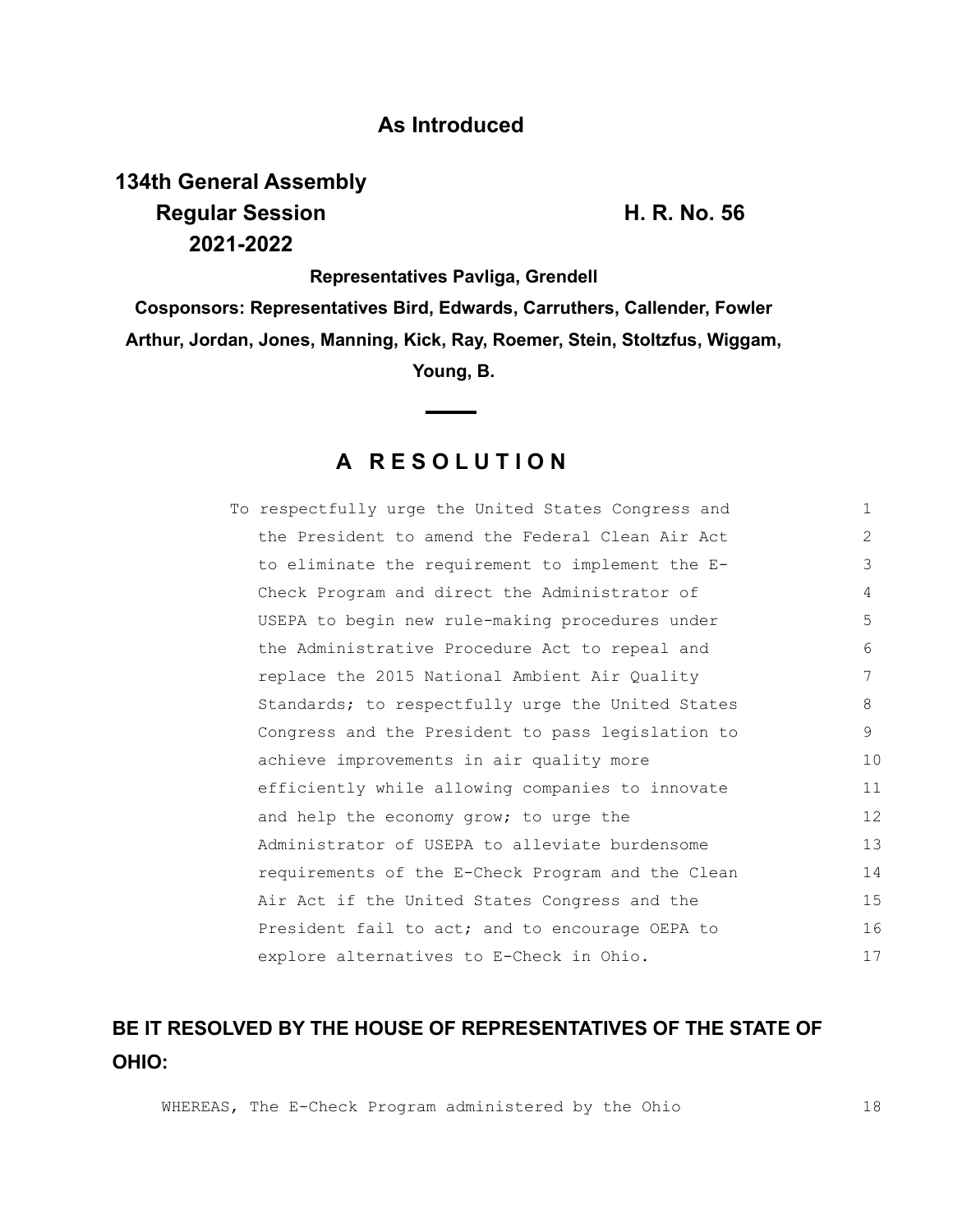**As Introduced**

**134th General Assembly**
**Regular Session** **H. R. No. 56**
**2021-2022**

**Representatives Pavliga, Grendell**

**Cosponsors: Representatives Bird, Edwards, Carruthers, Callender, Fowler Arthur, Jordan, Jones, Manning, Kick, Ray, Roemer, Stein, Stoltzfus, Wiggam, Young, B.**

## A R E S O L U T I O N

To respectfully urge the United States Congress and the President to amend the Federal Clean Air Act to eliminate the requirement to implement the E-Check Program and direct the Administrator of USEPA to begin new rule-making procedures under the Administrative Procedure Act to repeal and replace the 2015 National Ambient Air Quality Standards; to respectfully urge the United States Congress and the President to pass legislation to achieve improvements in air quality more efficiently while allowing companies to innovate and help the economy grow; to urge the Administrator of USEPA to alleviate burdensome requirements of the E-Check Program and the Clean Air Act if the United States Congress and the President fail to act; and to encourage OEPA to explore alternatives to E-Check in Ohio.

**BE IT RESOLVED BY THE HOUSE OF REPRESENTATIVES OF THE STATE OF OHIO:**

WHEREAS, The E-Check Program administered by the Ohio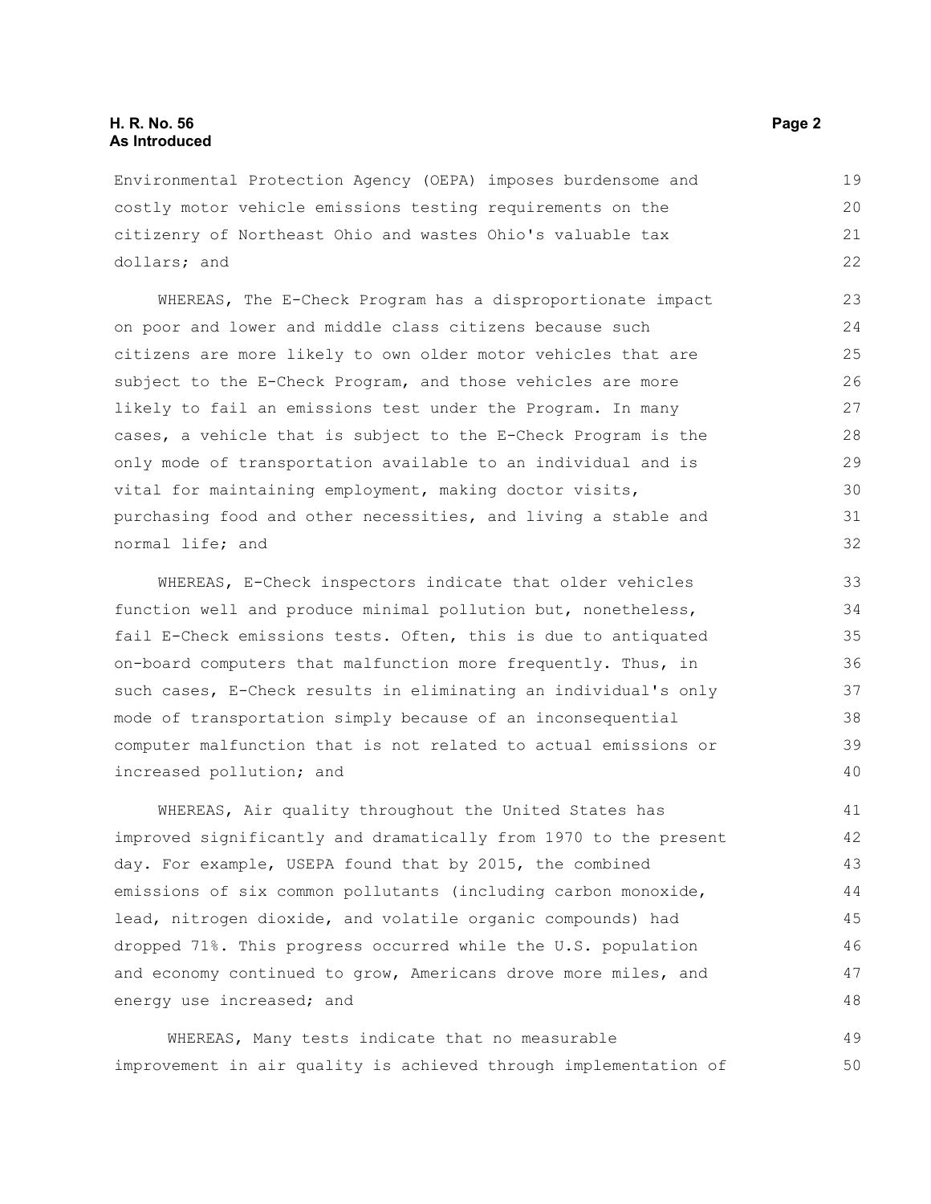Environmental Protection Agency (OEPA) imposes burdensome and costly motor vehicle emissions testing requirements on the citizenry of Northeast Ohio and wastes Ohio's valuable tax dollars; and

WHEREAS, The E-Check Program has a disproportionate impact on poor and lower and middle class citizens because such citizens are more likely to own older motor vehicles that are subject to the E-Check Program, and those vehicles are more likely to fail an emissions test under the Program. In many cases, a vehicle that is subject to the E-Check Program is the only mode of transportation available to an individual and is vital for maintaining employment, making doctor visits, purchasing food and other necessities, and living a stable and normal life; and

WHEREAS, E-Check inspectors indicate that older vehicles function well and produce minimal pollution but, nonetheless, fail E-Check emissions tests. Often, this is due to antiquated on-board computers that malfunction more frequently. Thus, in such cases, E-Check results in eliminating an individual's only mode of transportation simply because of an inconsequential computer malfunction that is not related to actual emissions or increased pollution; and

WHEREAS, Air quality throughout the United States has improved significantly and dramatically from 1970 to the present day. For example, USEPA found that by 2015, the combined emissions of six common pollutants (including carbon monoxide, lead, nitrogen dioxide, and volatile organic compounds) had dropped 71%. This progress occurred while the U.S. population and economy continued to grow, Americans drove more miles, and energy use increased; and

WHEREAS, Many tests indicate that no measurable improvement in air quality is achieved through implementation of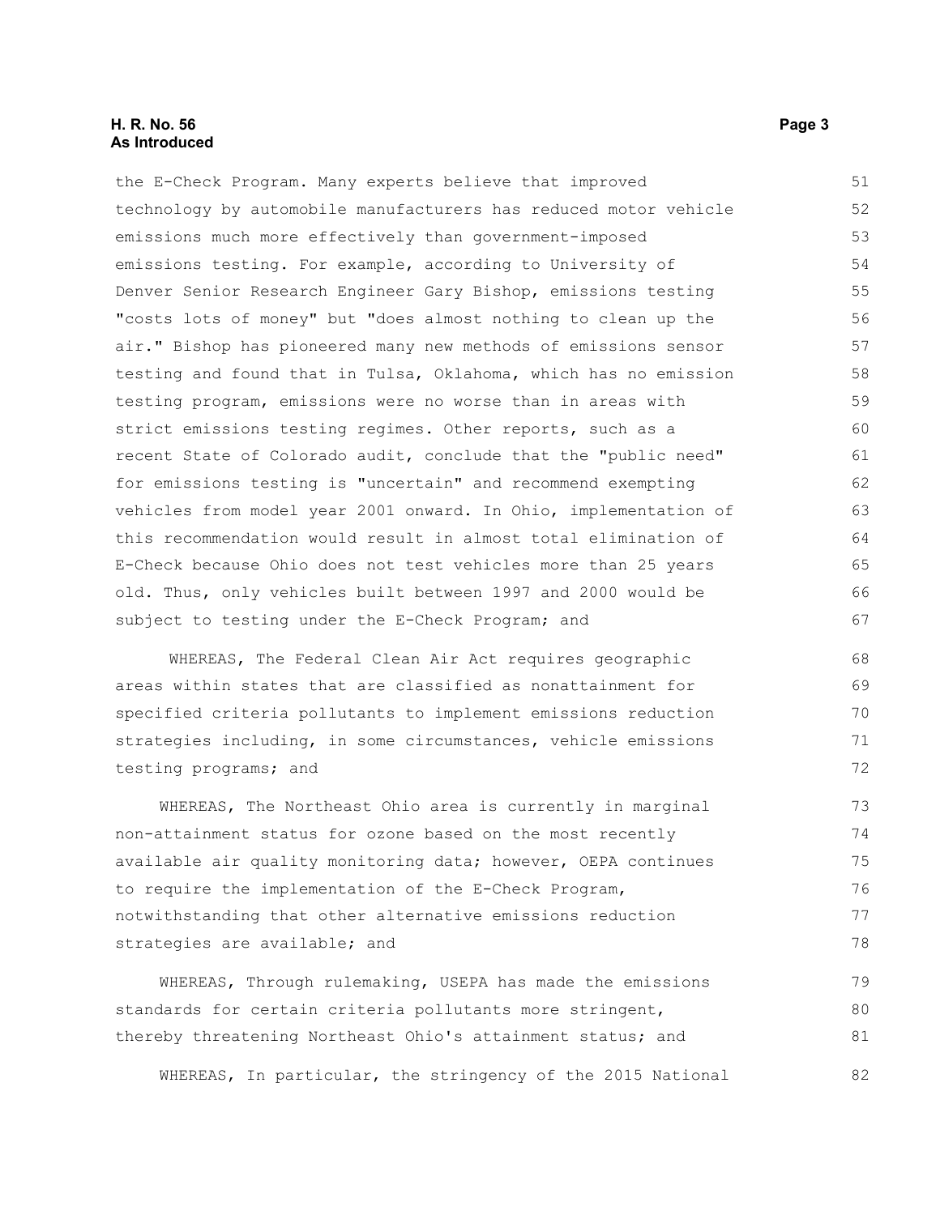the E-Check Program. Many experts believe that improved technology by automobile manufacturers has reduced motor vehicle emissions much more effectively than government-imposed emissions testing. For example, according to University of Denver Senior Research Engineer Gary Bishop, emissions testing "costs lots of money" but "does almost nothing to clean up the air." Bishop has pioneered many new methods of emissions sensor testing and found that in Tulsa, Oklahoma, which has no emission testing program, emissions were no worse than in areas with strict emissions testing regimes. Other reports, such as a recent State of Colorado audit, conclude that the "public need" for emissions testing is "uncertain" and recommend exempting vehicles from model year 2001 onward. In Ohio, implementation of this recommendation would result in almost total elimination of E-Check because Ohio does not test vehicles more than 25 years old. Thus, only vehicles built between 1997 and 2000 would be subject to testing under the E-Check Program; and

WHEREAS, The Federal Clean Air Act requires geographic areas within states that are classified as nonattainment for specified criteria pollutants to implement emissions reduction strategies including, in some circumstances, vehicle emissions testing programs; and

WHEREAS, The Northeast Ohio area is currently in marginal non-attainment status for ozone based on the most recently available air quality monitoring data; however, OEPA continues to require the implementation of the E-Check Program, notwithstanding that other alternative emissions reduction strategies are available; and

WHEREAS, Through rulemaking, USEPA has made the emissions standards for certain criteria pollutants more stringent, thereby threatening Northeast Ohio's attainment status; and

WHEREAS, In particular, the stringency of the 2015 National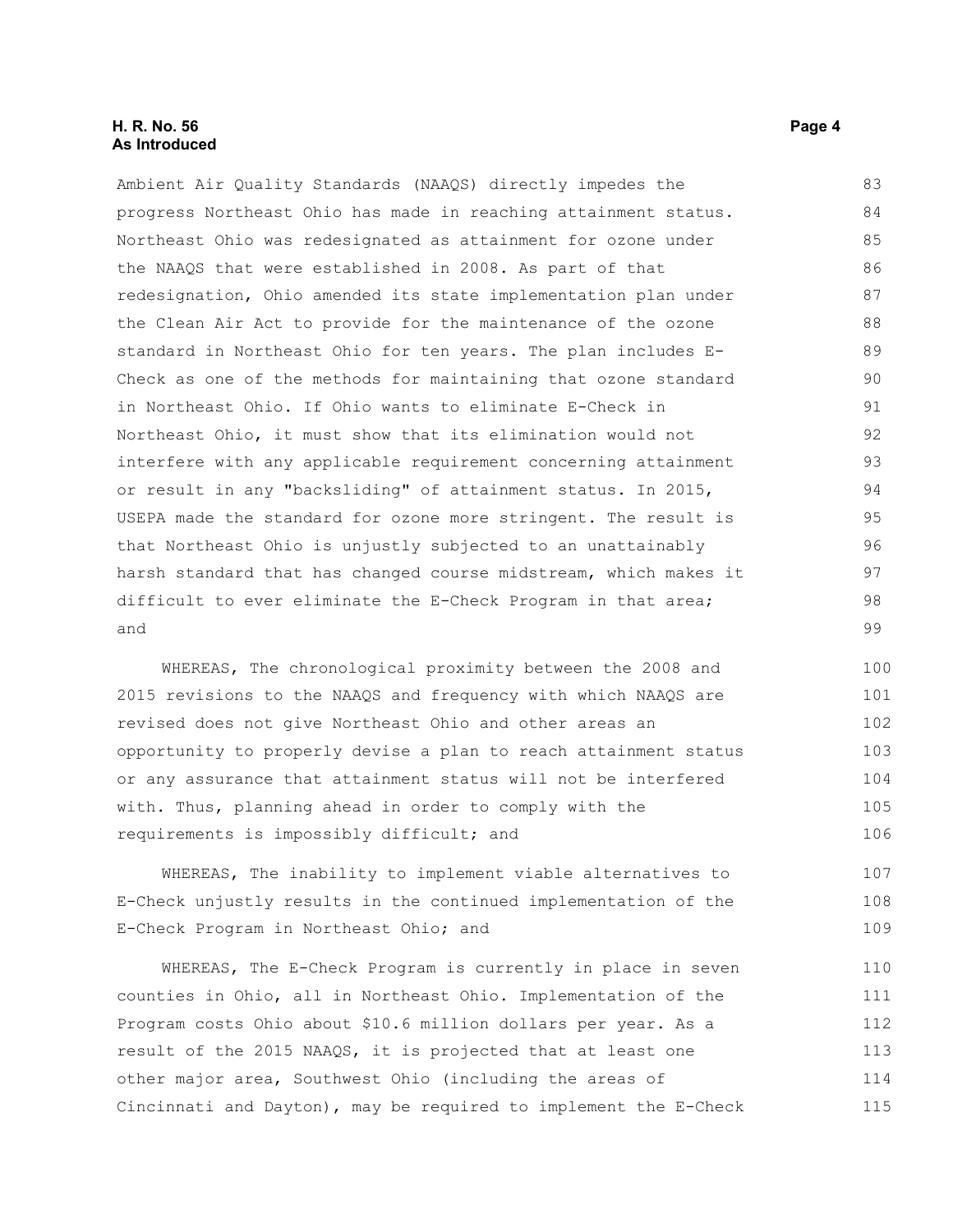Ambient Air Quality Standards (NAAQS) directly impedes the progress Northeast Ohio has made in reaching attainment status. Northeast Ohio was redesignated as attainment for ozone under the NAAQS that were established in 2008. As part of that redesignation, Ohio amended its state implementation plan under the Clean Air Act to provide for the maintenance of the ozone standard in Northeast Ohio for ten years. The plan includes E-Check as one of the methods for maintaining that ozone standard in Northeast Ohio. If Ohio wants to eliminate E-Check in Northeast Ohio, it must show that its elimination would not interfere with any applicable requirement concerning attainment or result in any "backsliding" of attainment status. In 2015, USEPA made the standard for ozone more stringent. The result is that Northeast Ohio is unjustly subjected to an unattainably harsh standard that has changed course midstream, which makes it difficult to ever eliminate the E-Check Program in that area; and

WHEREAS, The chronological proximity between the 2008 and 2015 revisions to the NAAQS and frequency with which NAAQS are revised does not give Northeast Ohio and other areas an opportunity to properly devise a plan to reach attainment status or any assurance that attainment status will not be interfered with. Thus, planning ahead in order to comply with the requirements is impossibly difficult; and

WHEREAS, The inability to implement viable alternatives to E-Check unjustly results in the continued implementation of the E-Check Program in Northeast Ohio; and

WHEREAS, The E-Check Program is currently in place in seven counties in Ohio, all in Northeast Ohio. Implementation of the Program costs Ohio about $10.6 million dollars per year. As a result of the 2015 NAAQS, it is projected that at least one other major area, Southwest Ohio (including the areas of Cincinnati and Dayton), may be required to implement the E-Check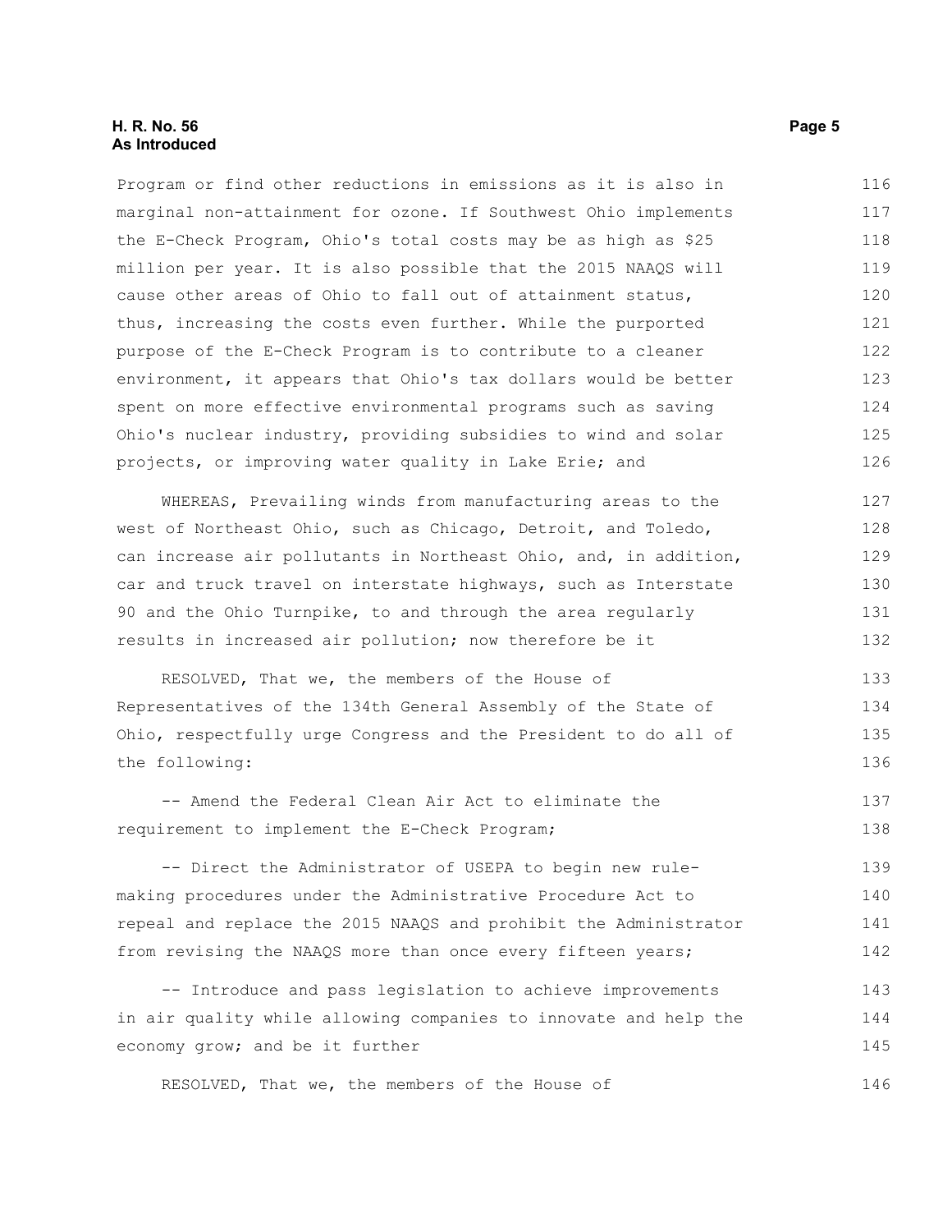Program or find other reductions in emissions as it is also in marginal non-attainment for ozone. If Southwest Ohio implements the E-Check Program, Ohio's total costs may be as high as $25 million per year. It is also possible that the 2015 NAAQS will cause other areas of Ohio to fall out of attainment status, thus, increasing the costs even further. While the purported purpose of the E-Check Program is to contribute to a cleaner environment, it appears that Ohio's tax dollars would be better spent on more effective environmental programs such as saving Ohio's nuclear industry, providing subsidies to wind and solar projects, or improving water quality in Lake Erie; and

WHEREAS, Prevailing winds from manufacturing areas to the west of Northeast Ohio, such as Chicago, Detroit, and Toledo, can increase air pollutants in Northeast Ohio, and, in addition, car and truck travel on interstate highways, such as Interstate 90 and the Ohio Turnpike, to and through the area regularly results in increased air pollution; now therefore be it

RESOLVED, That we, the members of the House of Representatives of the 134th General Assembly of the State of Ohio, respectfully urge Congress and the President to do all of the following:

-- Amend the Federal Clean Air Act to eliminate the requirement to implement the E-Check Program;

-- Direct the Administrator of USEPA to begin new rule-making procedures under the Administrative Procedure Act to repeal and replace the 2015 NAAQS and prohibit the Administrator from revising the NAAQS more than once every fifteen years;

-- Introduce and pass legislation to achieve improvements in air quality while allowing companies to innovate and help the economy grow; and be it further

RESOLVED, That we, the members of the House of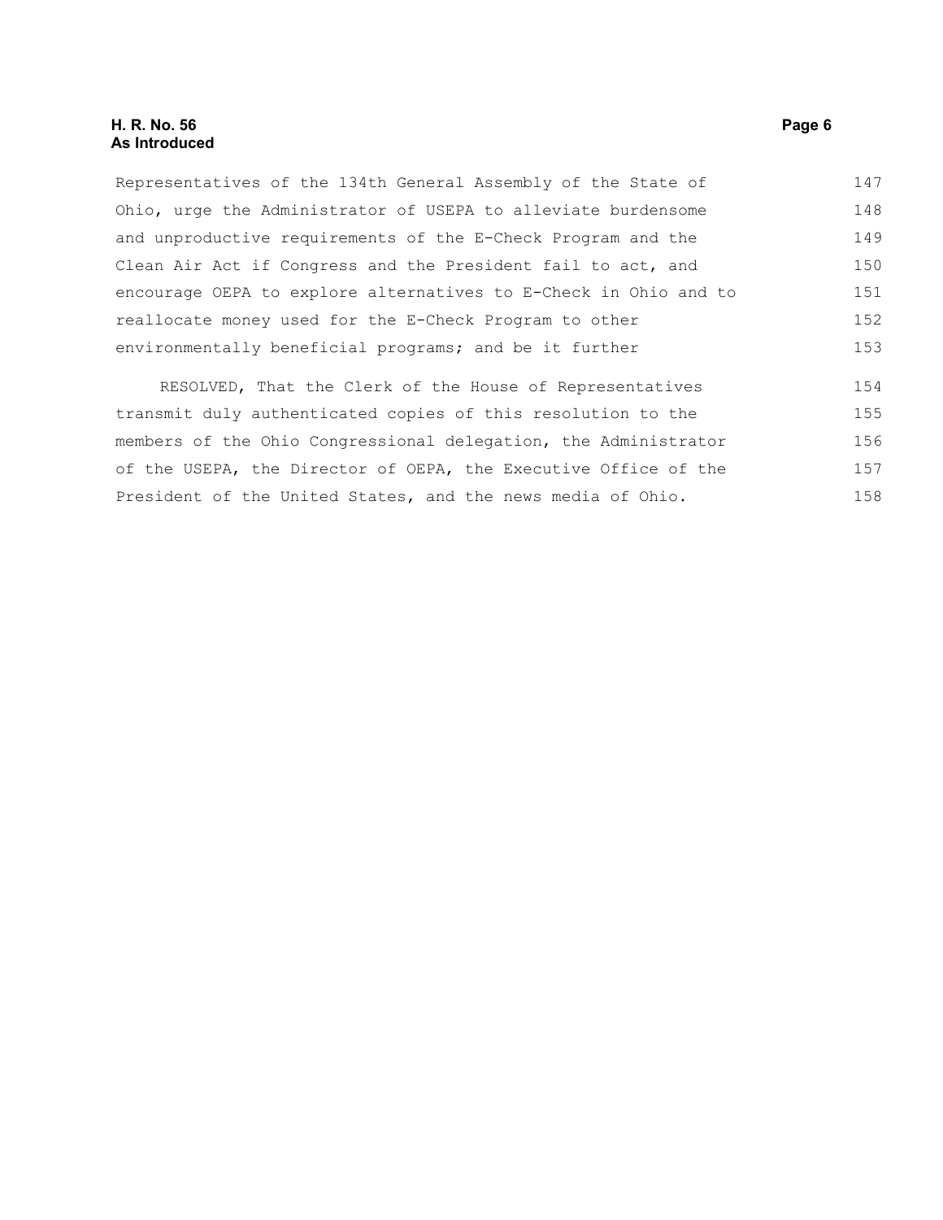Representatives of the 134th General Assembly of the State of Ohio, urge the Administrator of USEPA to alleviate burdensome and unproductive requirements of the E-Check Program and the Clean Air Act if Congress and the President fail to act, and encourage OEPA to explore alternatives to E-Check in Ohio and to reallocate money used for the E-Check Program to other environmentally beneficial programs; and be it further

RESOLVED, That the Clerk of the House of Representatives transmit duly authenticated copies of this resolution to the members of the Ohio Congressional delegation, the Administrator of the USEPA, the Director of OEPA, the Executive Office of the President of the United States, and the news media of Ohio.